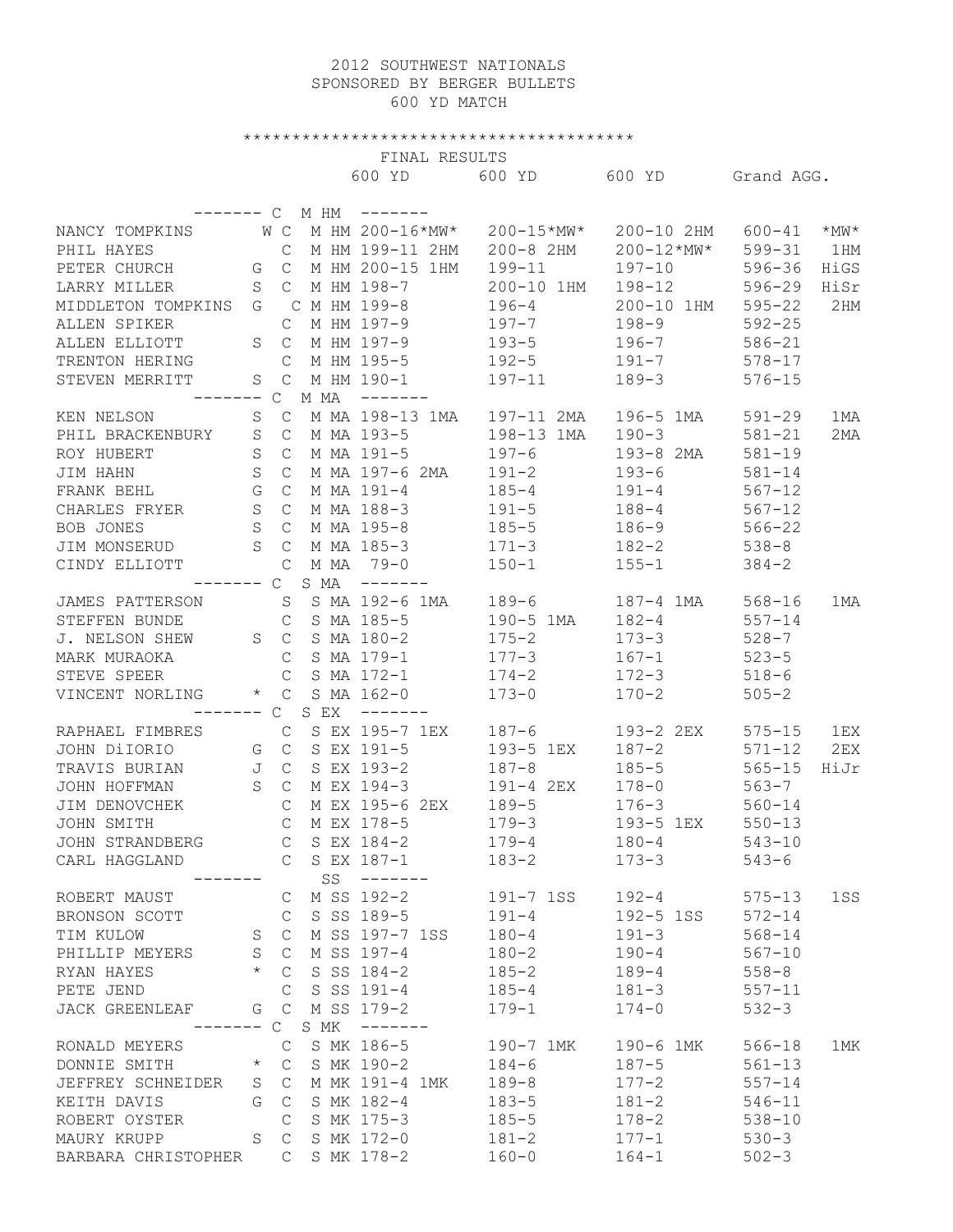# 2012 SOUTHWEST NATIONALS
## SPONSORED BY BERGER BULLETS
## 600 YD MATCH

***************************************

FINAL RESULTS

| Name | | | | | 600 YD | 600 YD | 600 YD | Grand AGG. | |
|---|---|---|---|---|---|---|---|---|---|
| ------- C M HM ------- | | | | | | | | | |
| NANCY TOMPKINS | W | C | M | HM | 200-16*MW* | 200-15*MW* | 200-10 2HM | 600-41 | *MW* |
| PHIL HAYES | | C | M | HM | 199-11 2HM | 200-8 2HM | 200-12*MW* | 599-31 | 1HM |
| PETER CHURCH | G | C | M | HM | 200-15 1HM | 199-11 | 197-10 | 596-36 | HiGS |
| LARRY MILLER | S | C | M | HM | 198-7 | 200-10 1HM | 198-12 | 596-29 | HiSr |
| MIDDLETON TOMPKINS | G | C | M | HM | 199-8 | 196-4 | 200-10 1HM | 595-22 | 2HM |
| ALLEN SPIKER | | C | M | HM | 197-9 | 197-7 | 198-9 | 592-25 | |
| ALLEN ELLIOTT | S | C | M | HM | 197-9 | 193-5 | 196-7 | 586-21 | |
| TRENTON HERING | | C | M | HM | 195-5 | 192-5 | 191-7 | 578-17 | |
| STEVEN MERRITT | S | C | M | HM | 190-1 | 197-11 | 189-3 | 576-15 | |
| ------- C M MA ------- | | | | | | | | | |
| KEN NELSON | S | C | M | MA | 198-13 1MA | 197-11 2MA | 196-5 1MA | 591-29 | 1MA |
| PHIL BRACKENBURY | S | C | M | MA | 193-5 | 198-13 1MA | 190-3 | 581-21 | 2MA |
| ROY HUBERT | S | C | M | MA | 191-5 | 197-6 | 193-8 2MA | 581-19 | |
| JIM HAHN | S | C | M | MA | 197-6 2MA | 191-2 | 193-6 | 581-14 | |
| FRANK BEHL | G | C | M | MA | 191-4 | 185-4 | 191-4 | 567-12 | |
| CHARLES FRYER | S | C | M | MA | 188-3 | 191-5 | 188-4 | 567-12 | |
| BOB JONES | S | C | M | MA | 195-8 | 185-5 | 186-9 | 566-22 | |
| JIM MONSERUD | S | C | M | MA | 185-3 | 171-3 | 182-2 | 538-8 | |
| CINDY ELLIOTT | | C | M | MA | 79-0 | 150-1 | 155-1 | 384-2 | |
| ------- C S MA ------- | | | | | | | | | |
| JAMES PATTERSON | | S | S | MA | 192-6 1MA | 189-6 | 187-4 1MA | 568-16 | 1MA |
| STEFFEN BUNDE | | C | S | MA | 185-5 | 190-5 1MA | 182-4 | 557-14 | |
| J. NELSON SHEW | S | C | S | MA | 180-2 | 175-2 | 173-3 | 528-7 | |
| MARK MURAOKA | | C | S | MA | 179-1 | 177-3 | 167-1 | 523-5 | |
| STEVE SPEER | | C | S | MA | 172-1 | 174-2 | 172-3 | 518-6 | |
| VINCENT NORLING | * | C | S | MA | 162-0 | 173-0 | 170-2 | 505-2 | |
| ------- C S EX ------- | | | | | | | | | |
| RAPHAEL FIMBRES | | C | S | EX | 195-7 1EX | 187-6 | 193-2 2EX | 575-15 | 1EX |
| JOHN DiIORIO | G | C | S | EX | 191-5 | 193-5 1EX | 187-2 | 571-12 | 2EX |
| TRAVIS BURIAN | J | C | S | EX | 193-2 | 187-8 | 185-5 | 565-15 | HiJr |
| JOHN HOFFMAN | S | C | M | EX | 194-3 | 191-4 2EX | 178-0 | 563-7 | |
| JIM DENOVCHEK | | C | M | EX | 195-6 2EX | 189-5 | 176-3 | 560-14 | |
| JOHN SMITH | | C | M | EX | 178-5 | 179-3 | 193-5 1EX | 550-13 | |
| JOHN STRANDBERG | | C | S | EX | 184-2 | 179-4 | 180-4 | 543-10 | |
| CARL HAGGLAND | | C | S | EX | 187-1 | 183-2 | 173-3 | 543-6 | |
| ------- SS ------- | | | | | | | | | |
| ROBERT MAUST | | C | M | SS | 192-2 | 191-7 1SS | 192-4 | 575-13 | 1SS |
| BRONSON SCOTT | | C | S | SS | 189-5 | 191-4 | 192-5 1SS | 572-14 | |
| TIM KULOW | S | C | M | SS | 197-7 1SS | 180-4 | 191-3 | 568-14 | |
| PHILLIP MEYERS | S | C | M | SS | 197-4 | 180-2 | 190-4 | 567-10 | |
| RYAN HAYES | * | C | S | SS | 184-2 | 185-2 | 189-4 | 558-8 | |
| PETE JEND | | C | S | SS | 191-4 | 185-4 | 181-3 | 557-11 | |
| JACK GREENLEAF | G | C | M | SS | 179-2 | 179-1 | 174-0 | 532-3 | |
| ------- C S MK ------- | | | | | | | | | |
| RONALD MEYERS | | C | S | MK | 186-5 | 190-7 1MK | 190-6 1MK | 566-18 | 1MK |
| DONNIE SMITH | * | C | S | MK | 190-2 | 184-6 | 187-5 | 561-13 | |
| JEFFREY SCHNEIDER | S | C | M | MK | 191-4 1MK | 189-8 | 177-2 | 557-14 | |
| KEITH DAVIS | G | C | S | MK | 182-4 | 183-5 | 181-2 | 546-11 | |
| ROBERT OYSTER | | C | S | MK | 175-3 | 185-5 | 178-2 | 538-10 | |
| MAURY KRUPP | S | C | S | MK | 172-0 | 181-2 | 177-1 | 530-3 | |
| BARBARA CHRISTOPHER | | C | S | MK | 178-2 | 160-0 | 164-1 | 502-3 | |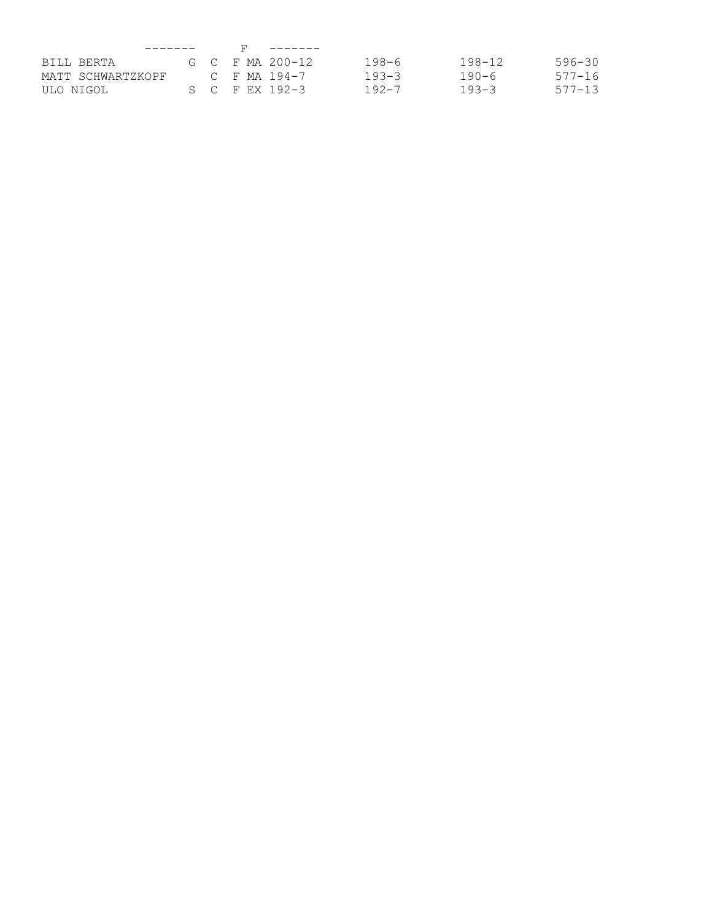| | | | | | | | | |
|---|---|---|---|---|---|---|---|---|
| | | ------- | F | ------- | | | | |
| BILL BERTA | G | C | F | MA | 200-12 | 198-6 | 198-12 | 596-30 |
| MATT SCHWARTZKOPF | | C | F | MA | 194-7 | 193-3 | 190-6 | 577-16 |
| ULO NIGOL | S | C | F | EX | 192-3 | 192-7 | 193-3 | 577-13 |